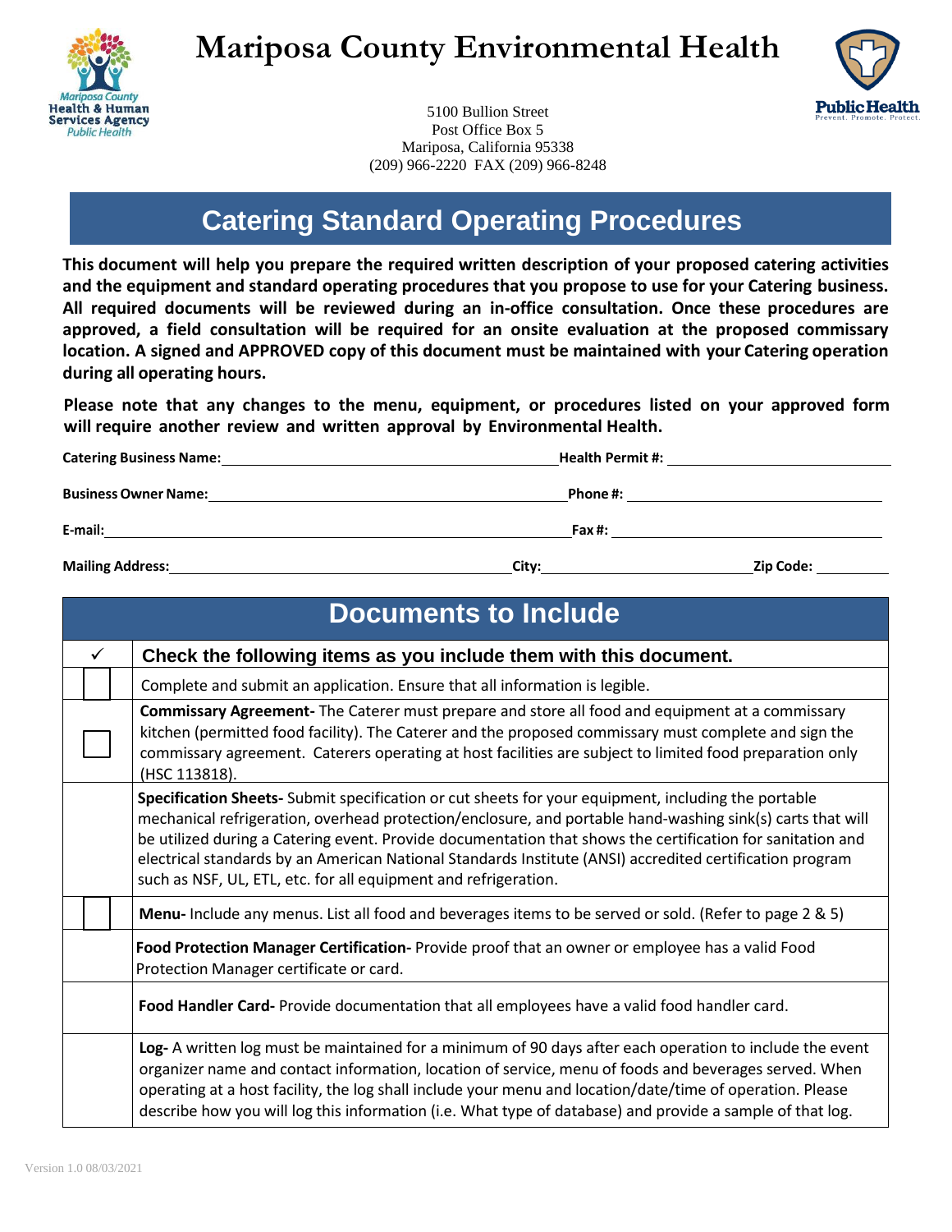# Mariposa County Environmental Health

Mariposa County Health & Human Services Agency Public Health

5100 Bullion Street
Post Office Box 5
Mariposa, California 95338
(209) 966-2220 FAX (209) 966-8248

Public Health
Prevent. Promote. Protect.

## Catering Standard Operating Procedures

**This document will help you prepare the required written description of your proposed catering activities and the equipment and standard operating procedures that you propose to use for your Catering business. All required documents will be reviewed during an in-office consultation. Once these procedures are approved, a field consultation will be required for an onsite evaluation at the proposed commissary location. A signed and APPROVED copy of this document must be maintained with your Catering operation during all operating hours.**

**Please note that any changes to the menu, equipment, or procedures listed on your approved form will require another review and written approval by Environmental Health.**

**Catering Business Name:** ______________________ **Health Permit #:** ______________________

**Business Owner Name:** ______________________ **Phone #:** ______________________

**E-mail:** ______________________ **Fax #:** ______________________

**Mailing Address:** ______________________ **City:** ______________________ **Zip Code:** __________

## Documents to Include

| ✓ | Check the following items as you include them with this document. |
|---|---|
| ☐ | Complete and submit an application. Ensure that all information is legible. |
| ☐ | **Commissary Agreement-** The Caterer must prepare and store all food and equipment at a commissary kitchen (permitted food facility). The Caterer and the proposed commissary must complete and sign the commissary agreement. Caterers operating at host facilities are subject to limited food preparation only (HSC 113818). |
| | **Specification Sheets-** Submit specification or cut sheets for your equipment, including the portable mechanical refrigeration, overhead protection/enclosure, and portable hand-washing sink(s) carts that will be utilized during a Catering event. Provide documentation that shows the certification for sanitation and electrical standards by an American National Standards Institute (ANSI) accredited certification program such as NSF, UL, ETL, etc. for all equipment and refrigeration. |
| ☐ | **Menu-** Include any menus. List all food and beverages items to be served or sold. (Refer to page 2 & 5) |
| | **Food Protection Manager Certification-** Provide proof that an owner or employee has a valid Food Protection Manager certificate or card. |
| | **Food Handler Card-** Provide documentation that all employees have a valid food handler card. |
| | **Log-** A written log must be maintained for a minimum of 90 days after each operation to include the event organizer name and contact information, location of service, menu of foods and beverages served. When operating at a host facility, the log shall include your menu and location/date/time of operation. Please describe how you will log this information (i.e. What type of database) and provide a sample of that log. |

Version 1.0 08/03/2021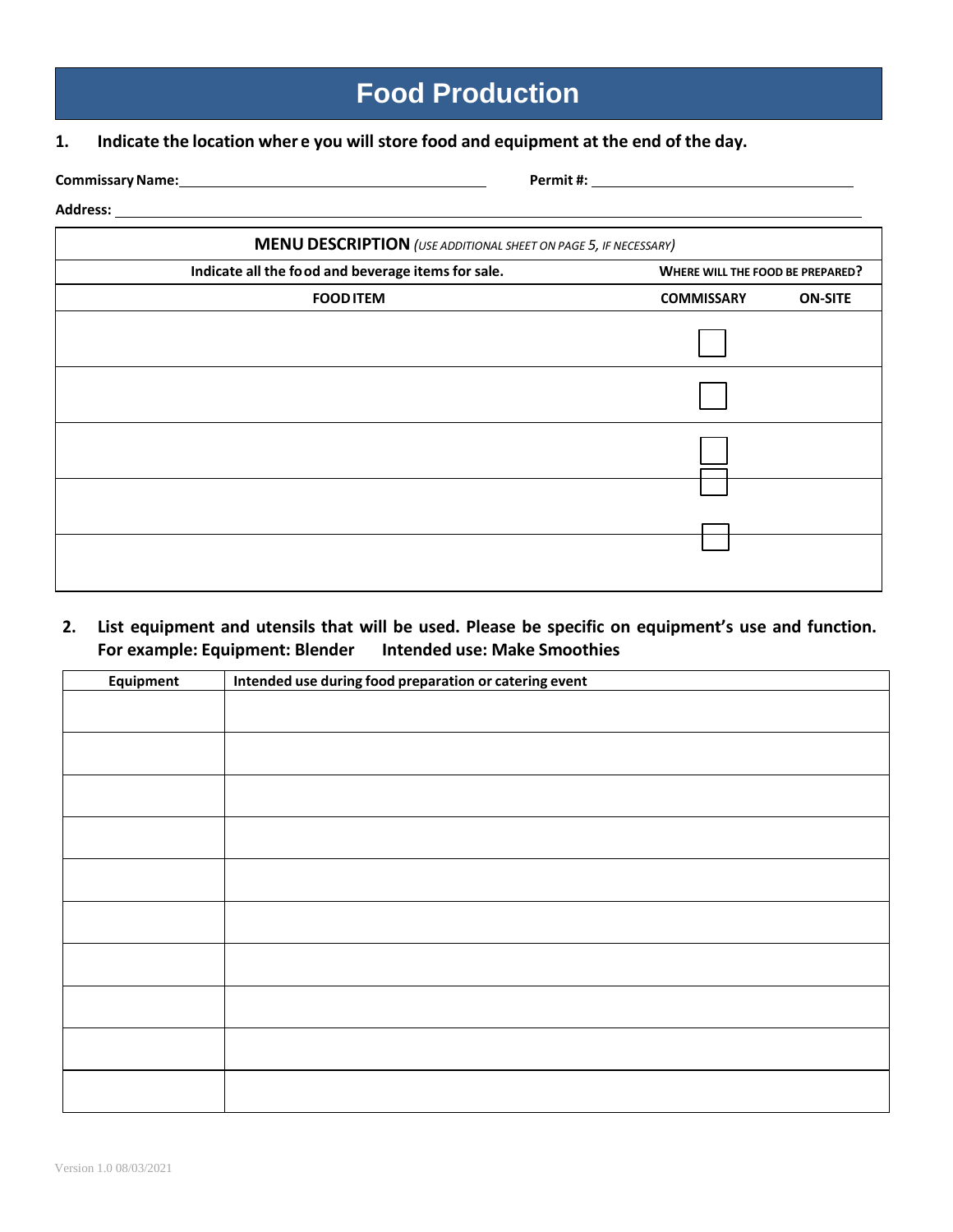# Food Production

**1. Indicate the location where you will store food and equipment at the end of the day.**

**Commissary Name:** ______________________ **Permit #:** ______________________

**Address:** ____________________________________________

| **MENU DESCRIPTION** *(USE ADDITIONAL SHEET ON PAGE 5, IF NECESSARY)* | | |
|---|---|---|
| **Indicate all the food and beverage items for sale.** | **WHERE WILL THE FOOD BE PREPARED?** | |
| **FOOD ITEM** | **COMMISSARY** | **ON-SITE** |
| | ☐ | |
| | ☐ | |
| | ☐ | |
| | ☐ | |
| | ☐ | |

**2. List equipment and utensils that will be used. Please be specific on equipment's use and function. For example: Equipment: Blender Intended use: Make Smoothies**

| Equipment | Intended use during food preparation or catering event |
|---|---|
| | |
| | |
| | |
| | |
| | |
| | |
| | |
| | |
| | |
| | |

Version 1.0 08/03/2021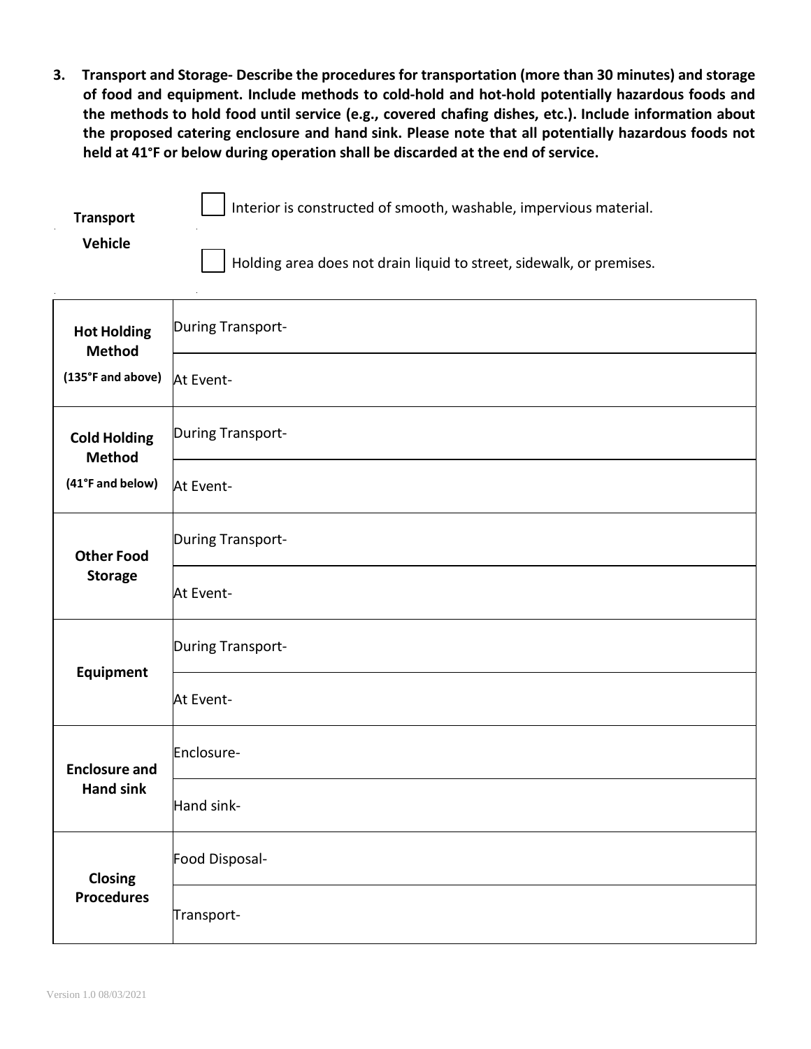**3. Transport and Storage- Describe the procedures for transportation (more than 30 minutes) and storage of food and equipment. Include methods to cold-hold and hot-hold potentially hazardous foods and the methods to hold food until service (e.g., covered chafing dishes, etc.). Include information about the proposed catering enclosure and hand sink. Please note that all potentially hazardous foods not held at 41°F or below during operation shall be discarded at the end of service.**

**Transport Vehicle**

☐ Interior is constructed of smooth, washable, impervious material.

☐ Holding area does not drain liquid to street, sidewalk, or premises.

| | |
|---|---|
| **Hot Holding Method** **(135°F and above)** | During Transport- |
| | At Event- |
| **Cold Holding Method** **(41°F and below)** | During Transport- |
| | At Event- |
| **Other Food Storage** | During Transport- |
| | At Event- |
| **Equipment** | During Transport- |
| | At Event- |
| **Enclosure and Hand sink** | Enclosure- |
| | Hand sink- |
| **Closing Procedures** | Food Disposal- |
| | Transport- |

Version 1.0 08/03/2021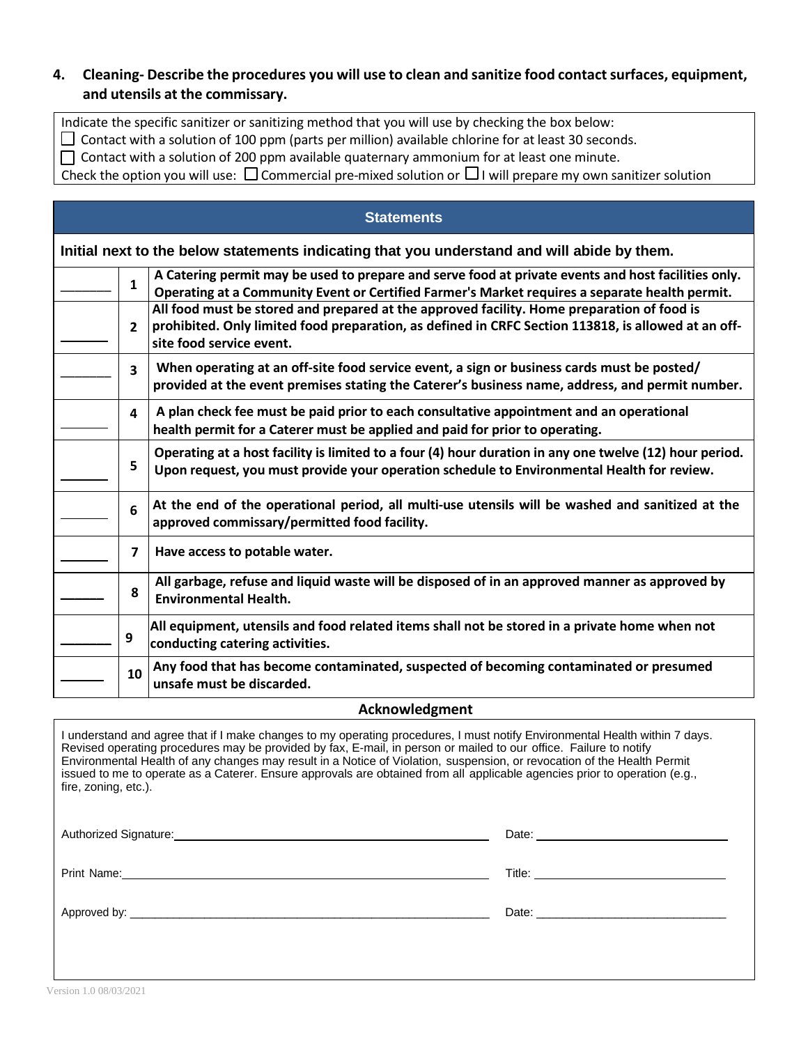## 4. Cleaning- Describe the procedures you will use to clean and sanitize food contact surfaces, equipment, and utensils at the commissary.

Indicate the specific sanitizer or sanitizing method that you will use by checking the box below:

☐ Contact with a solution of 100 ppm (parts per million) available chlorine for at least 30 seconds.

☐ Contact with a solution of 200 ppm available quaternary ammonium for at least one minute.

Check the option you will use: ☐ Commercial pre-mixed solution or ☐ I will prepare my own sanitizer solution

| Statements | | |
|---|---|---|
| **Initial next to the below statements indicating that you understand and will abide by them.** | | |
| _______ | 1 | **A Catering permit may be used to prepare and serve food at private events and host facilities only. Operating at a Community Event or Certified Farmer's Market requires a separate health permit.** |
| _______ | 2 | **All food must be stored and prepared at the approved facility. Home preparation of food is prohibited. Only limited food preparation, as defined in CRFC Section 113818, is allowed at an off-site food service event.** |
| _______ | 3 | **When operating at an off-site food service event, a sign or business cards must be posted/ provided at the event premises stating the Caterer's business name, address, and permit number.** |
| _______ | 4 | **A plan check fee must be paid prior to each consultative appointment and an operational health permit for a Caterer must be applied and paid for prior to operating.** |
| _______ | 5 | **Operating at a host facility is limited to a four (4) hour duration in any one twelve (12) hour period. Upon request, you must provide your operation schedule to Environmental Health for review.** |
| _______ | 6 | **At the end of the operational period, all multi-use utensils will be washed and sanitized at the approved commissary/permitted food facility.** |
| _______ | 7 | **Have access to potable water.** |
| _______ | 8 | **All garbage, refuse and liquid waste will be disposed of in an approved manner as approved by Environmental Health.** |
| _______ | 9 | **All equipment, utensils and food related items shall not be stored in a private home when not conducting catering activities.** |
| _______ | 10 | **Any food that has become contaminated, suspected of becoming contaminated or presumed unsafe must be discarded.** |

### Acknowledgment

I understand and agree that if I make changes to my operating procedures, I must notify Environmental Health within 7 days. Revised operating procedures may be provided by fax, E-mail, in person or mailed to our office. Failure to notify Environmental Health of any changes may result in a Notice of Violation, suspension, or revocation of the Health Permit issued to me to operate as a Caterer. Ensure approvals are obtained from all applicable agencies prior to operation (e.g., fire, zoning, etc.).

Authorized Signature:______________________________ Date: ______________

Print Name:______________________________ Title: ______________

Approved by: ______________________________ Date: ______________

Version 1.0 08/03/2021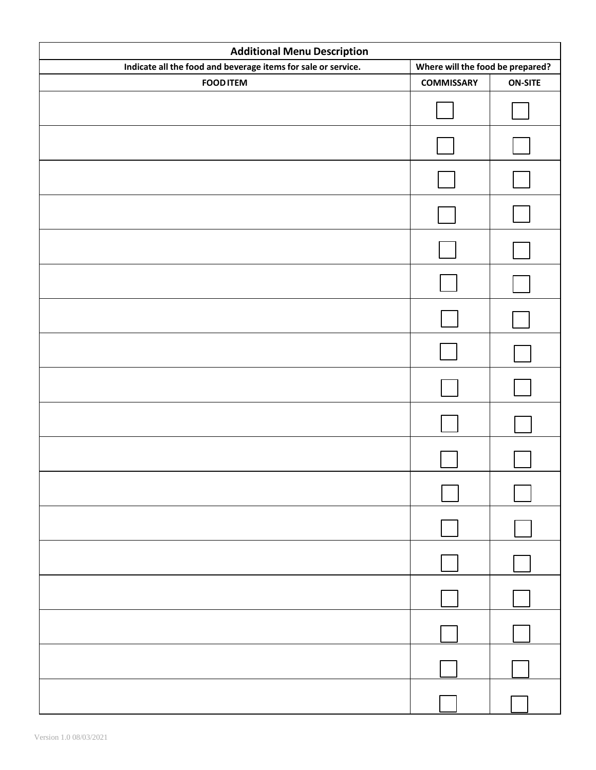| Additional Menu Description | | |
|---|---|---|
| **Indicate all the food and beverage items for sale or service.** | **Where will the food be prepared?** | |
| **FOOD ITEM** | **COMMISSARY** | **ON-SITE** |
| | ☐ | ☐ |
| | ☐ | ☐ |
| | ☐ | ☐ |
| | ☐ | ☐ |
| | ☐ | ☐ |
| | ☐ | ☐ |
| | ☐ | ☐ |
| | ☐ | ☐ |
| | ☐ | ☐ |
| | ☐ | ☐ |
| | ☐ | ☐ |
| | ☐ | ☐ |
| | ☐ | ☐ |
| | ☐ | ☐ |
| | ☐ | ☐ |
| | ☐ | ☐ |
| | ☐ | ☐ |
| | ☐ | ☐ |

Version 1.0 08/03/2021